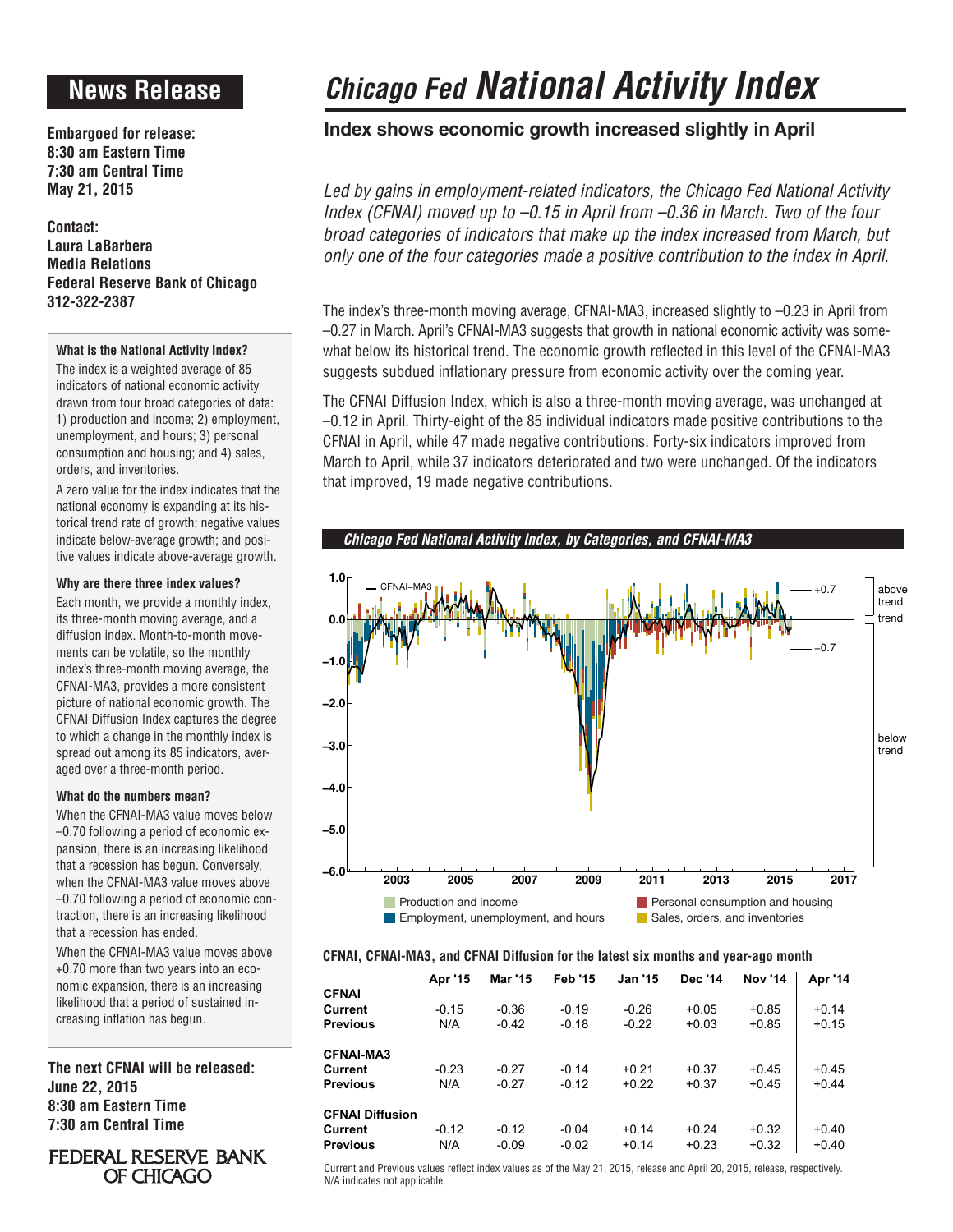# News Release

**Embargoed for release:**
**8:30 am Eastern Time**
**7:30 am Central Time**
**May 21, 2015**

**Contact:**
**Laura LaBarbera**
**Media Relations**
**Federal Reserve Bank of Chicago**
**312-322-2387**

#### What is the National Activity Index?

The index is a weighted average of 85 indicators of national economic activity drawn from four broad categories of data: 1) production and income; 2) employment, unemployment, and hours; 3) personal consumption and housing; and 4) sales, orders, and inventories.

A zero value for the index indicates that the national economy is expanding at its historical trend rate of growth; negative values indicate below-average growth; and positive values indicate above-average growth.

#### Why are there three index values?

Each month, we provide a monthly index, its three-month moving average, and a diffusion index. Month-to-month movements can be volatile, so the monthly index's three-month moving average, the CFNAI-MA3, provides a more consistent picture of national economic growth. The CFNAI Diffusion Index captures the degree to which a change in the monthly index is spread out among its 85 indicators, averaged over a three-month period.

#### What do the numbers mean?

When the CFNAI-MA3 value moves below –0.70 following a period of economic expansion, there is an increasing likelihood that a recession has begun. Conversely, when the CFNAI-MA3 value moves above –0.70 following a period of economic contraction, there is an increasing likelihood that a recession has ended.

When the CFNAI-MA3 value moves above +0.70 more than two years into an economic expansion, there is an increasing likelihood that a period of sustained increasing inflation has begun.

**The next CFNAI will be released:**
**June 22, 2015**
**8:30 am Eastern Time**
**7:30 am Central Time**

FEDERAL RESERVE BANK OF CHICAGO

# *Chicago Fed* National Activity Index

## Index shows economic growth increased slightly in April

*Led by gains in employment-related indicators, the Chicago Fed National Activity Index (CFNAI) moved up to –0.15 in April from –0.36 in March. Two of the four broad categories of indicators that make up the index increased from March, but only one of the four categories made a positive contribution to the index in April.*

The index's three-month moving average, CFNAI-MA3, increased slightly to –0.23 in April from –0.27 in March. April's CFNAI-MA3 suggests that growth in national economic activity was somewhat below its historical trend. The economic growth reflected in this level of the CFNAI-MA3 suggests subdued inflationary pressure from economic activity over the coming year.

The CFNAI Diffusion Index, which is also a three-month moving average, was unchanged at –0.12 in April. Thirty-eight of the 85 individual indicators made positive contributions to the CFNAI in April, while 47 made negative contributions. Forty-six indicators improved from March to April, while 37 indicators deteriorated and two were unchanged. Of the indicators that improved, 19 made negative contributions.

***Chicago Fed National Activity Index, by Categories, and CFNAI-MA3***

Legend: Production and income; Employment, unemployment, and hours; Personal consumption and housing; Sales, orders, and inventories

#### CFNAI, CFNAI-MA3, and CFNAI Diffusion for the latest six months and year-ago month

| | Apr '15 | Mar '15 | Feb '15 | Jan '15 | Dec '14 | Nov '14 | Apr '14 |
|---|---|---|---|---|---|---|---|
| **CFNAI** | | | | | | | |
| **Current** | -0.15 | -0.36 | -0.19 | -0.26 | +0.05 | +0.85 | +0.14 |
| **Previous** | N/A | -0.42 | -0.18 | -0.22 | +0.03 | +0.85 | +0.15 |
| **CFNAI-MA3** | | | | | | | |
| **Current** | -0.23 | -0.27 | -0.14 | +0.21 | +0.37 | +0.45 | +0.45 |
| **Previous** | N/A | -0.27 | -0.12 | +0.22 | +0.37 | +0.45 | +0.44 |
| **CFNAI Diffusion** | | | | | | | |
| **Current** | -0.12 | -0.12 | -0.04 | +0.14 | +0.24 | +0.32 | +0.40 |
| **Previous** | N/A | -0.09 | -0.02 | +0.14 | +0.23 | +0.32 | +0.40 |

Current and Previous values reflect index values as of the May 21, 2015, release and April 20, 2015, release, respectively.
N/A indicates not applicable.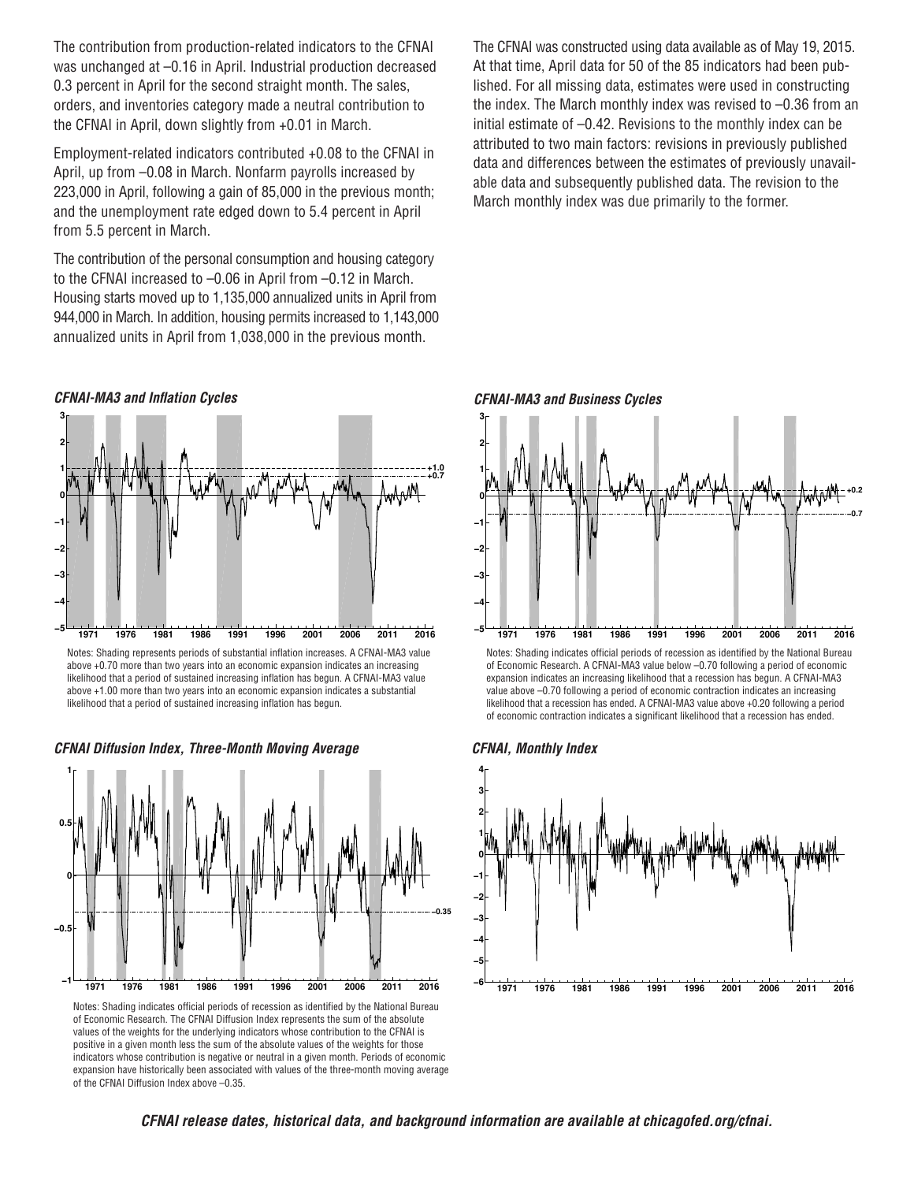The contribution from production-related indicators to the CFNAI was unchanged at –0.16 in April. Industrial production decreased 0.3 percent in April for the second straight month. The sales, orders, and inventories category made a neutral contribution to the CFNAI in April, down slightly from +0.01 in March.

Employment-related indicators contributed +0.08 to the CFNAI in April, up from –0.08 in March. Nonfarm payrolls increased by 223,000 in April, following a gain of 85,000 in the previous month; and the unemployment rate edged down to 5.4 percent in April from 5.5 percent in March.

The contribution of the personal consumption and housing category to the CFNAI increased to –0.06 in April from –0.12 in March. Housing starts moved up to 1,135,000 annualized units in April from 944,000 in March. In addition, housing permits increased to 1,143,000 annualized units in April from 1,038,000 in the previous month.

The CFNAI was constructed using data available as of May 19, 2015. At that time, April data for 50 of the 85 indicators had been published. For all missing data, estimates were used in constructing the index. The March monthly index was revised to –0.36 from an initial estimate of –0.42. Revisions to the monthly index can be attributed to two main factors: revisions in previously published data and differences between the estimates of previously unavailable data and subsequently published data. The revision to the March monthly index was due primarily to the former.

***CFNAI-MA3 and Inflation Cycles***

3
2
1
0
–1
–2
–3
–4
–5
+1.0
+0.7
1971 1976 1981 1986 1991 1996 2001 2006 2011 2016

Notes: Shading represents periods of substantial inflation increases. A CFNAI-MA3 value above +0.70 more than two years into an economic expansion indicates an increasing likelihood that a period of sustained increasing inflation has begun. A CFNAI-MA3 value above +1.00 more than two years into an economic expansion indicates a substantial likelihood that a period of sustained increasing inflation has begun.

***CFNAI-MA3 and Business Cycles***

3
2
1
0
–1
–2
–3
–4
–5
+0.2
–0.7
1971 1976 1981 1986 1991 1996 2001 2006 2011 2016

Notes: Shading indicates official periods of recession as identified by the National Bureau of Economic Research. A CFNAI-MA3 value below –0.70 following a period of economic expansion indicates an increasing likelihood that a recession has begun. A CFNAI-MA3 value above –0.70 following a period of economic contraction indicates an increasing likelihood that a recession has ended. A CFNAI-MA3 value above +0.20 following a period of economic contraction indicates a significant likelihood that a recession has ended.

***CFNAI Diffusion Index, Three-Month Moving Average***

1
0.5
0
–0.5
–1
–0.35
1971 1976 1981 1986 1991 1996 2001 2006 2011 2016

Notes: Shading indicates official periods of recession as identified by the National Bureau of Economic Research. The CFNAI Diffusion Index represents the sum of the absolute values of the weights for the underlying indicators whose contribution to the CFNAI is positive in a given month less the sum of the absolute values of the weights for those indicators whose contribution is negative or neutral in a given month. Periods of economic expansion have historically been associated with values of the three-month moving average of the CFNAI Diffusion Index above –0.35.

***CFNAI, Monthly Index***

4
3
2
1
0
–1
–2
–3
–4
–5
–6
1971 1976 1981 1986 1991 1996 2001 2006 2011 2016

***CFNAI release dates, historical data, and background information are available at chicagofed.org/cfnai.***